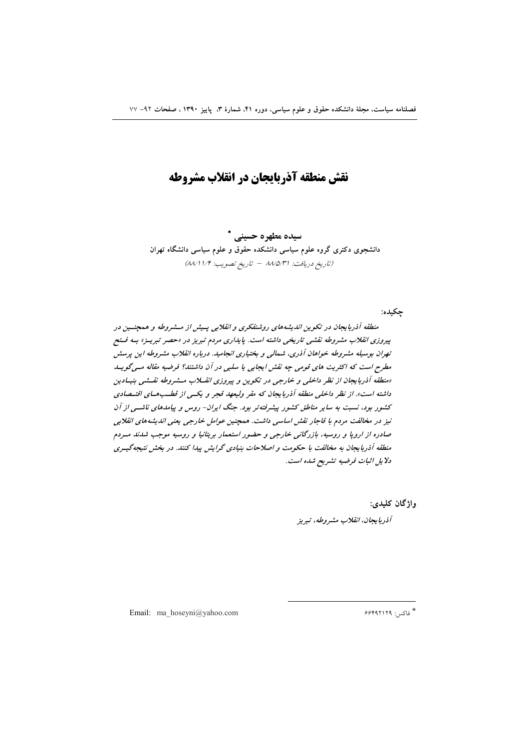# نقش منطقه آذربایجان در انقلاب مشروطه

**سیده مطهره حسینی** *

دانشجوی دکتری گروه علوم سیاسی دانشکده حقوق و علوم سیاسی دانشگاه تهران

(تاریخ دریافت: ۸۸/۵/۳۱ – تاریخ تصویب: ۸۸/۱۱/۴)

**چکیده:**

*منطقه آذربایجان در تکوین اندیشه‌های روشنفکری و انقلابی پیش از مشروطه و همچنین در پیروزی انقلاب مشروطه نقشی تاریخی داشته است. پایداری مردم تبریز در «حصر تبریز» به فتح تهران بوسیله مشروطه خواهان آذری، شمالی و بختیاری انجامید. درباره انقلاب مشروطه این پرسش مطرح است که اکثریت های قومی چه نقش ایجابی یا سلبی در آن داشتند؟ فرضیه مقاله می‌گوید «منطقه آذربایجان از نظر داخلی و خارجی در تکوین و پیروزی انقلاب مشروطه نقشی بنیادین داشته است». از نظر داخلی منطقه آذربایجان که مقر ولیعهد قجر و یکی از قطب‌های اقتصادی کشور بود، نسبت به سایر مناطق کشور پیشرفته‌تر بود. جنگ ایران- روس و پیامدهای ناشی از آن نیز در مخالفت مردم با قاجار نقش اساسی داشت. همچنین عوامل خارجی یعنی اندیشه‌های انقلابی صادره از اروپا و روسیه، بازرگانی خارجی و حضور استعمار بریتانیا و روسیه موجب شدند مردم منطقه آذربایجان به مخالفت با حکومت و اصلاحات بنیادی گرایش پیدا کنند. در بخش نتیجه‌گیری دلایل اثبات فرضیه تشریح شده است.*

**واژگان کلیدی:**

*آذربایجان، انقلاب مشروطه، تبریز*

---

* فاکس: ۶۶۴۹۲۱۲۹

Email: ma_hoseyni@yahoo.com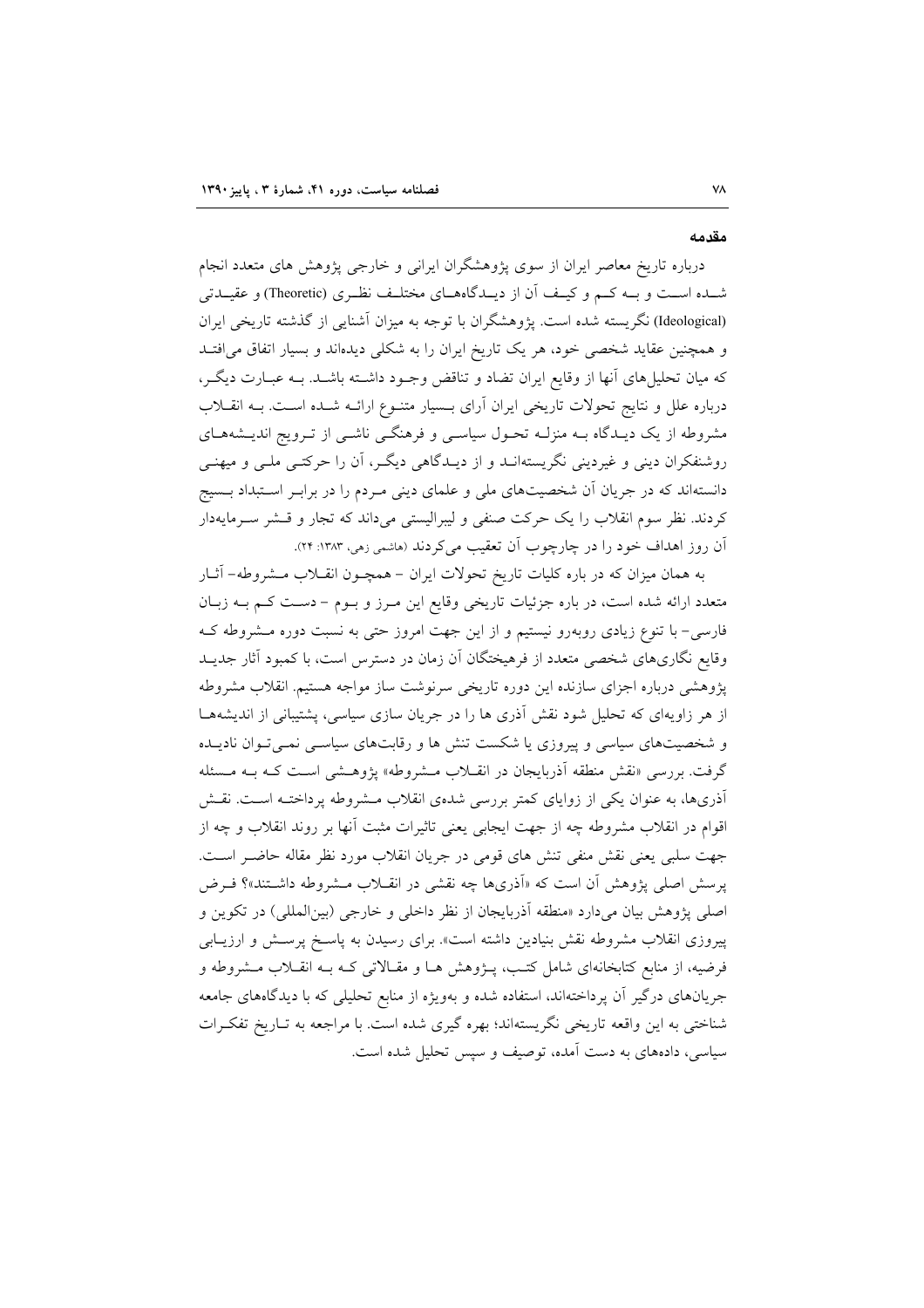## مقدمه

درباره تاریخ معاصر ایران از سوی پژوهشگران ایرانی و خارجی پژوهش های متعدد انجام شده است و به کم و کیف آن از دیدگاه‌های مختلف نظری (Theoretic) و عقیدتی (Ideological) نگریسته شده است. پژوهشگران با توجه به میزان آشنایی از گذشته تاریخی ایران و همچنین عقاید شخصی خود، هر یک تاریخ ایران را به شکلی دیده‌اند و بسیار اتفاق می‌افتد که میان تحلیل‌های آنها از وقایع ایران تضاد و تناقض وجود داشته باشد. به عبارت دیگر، درباره علل و نتایج تحولات تاریخی ایران آرای بسیار متنوع ارائه شده است. به انقلاب مشروطه از یک دیدگاه به منزله تحول سیاسی و فرهنگی ناشی از ترویج اندیشه‌های روشنفکران دینی و غیردینی نگریسته‌اند و از دیدگاهی دیگر، آن را حرکتی ملی و میهنی دانسته‌اند که در جریان آن شخصیت‌های ملی و علمای دینی مردم را در برابر استبداد بسیج کردند. نظر سوم انقلاب را یک حرکت صنفی و لیبرالیستی می‌داند که تجار و قشر سرمایه‌دار آن روز اهداف خود را در چارچوب آن تعقیب می‌کردند (هاشمی زهی، ۱۳۸۳: ۲۴).

به همان میزان که در باره کلیات تاریخ تحولات ایران – همچون انقلاب مشروطه- آثار متعدد ارائه شده است، در باره جزئیات تاریخی وقایع این مرز و بوم – دست کم به زبان فارسی- با تنوع زیادی روبه‌رو نیستیم و از این جهت امروز حتی به نسبت دوره مشروطه که وقایع نگاری‌های شخصی متعدد از فرهیختگان آن زمان در دسترس است، با کمبود آثار جدید پژوهشی درباره اجزای سازنده این دوره تاریخی سرنوشت ساز مواجه هستیم. انقلاب مشروطه از هر زاویه‌ای که تحلیل شود نقش آذری ها را در جریان سازی سیاسی، پشتیبانی از اندیشه‌ها و شخصیت‌های سیاسی و پیروزی یا شکست تنش ها و رقابت‌های سیاسی نمی‌توان نادیده گرفت. بررسی «نقش منطقه آذربایجان در انقلاب مشروطه» پژوهشی است که به مسئله آذری‌ها، به عنوان یکی از زوایای کمتر بررسی شده‌ی انقلاب مشروطه پرداخته است. نقش اقوام در انقلاب مشروطه چه از جهت ایجابی یعنی تاثیرات مثبت آنها بر روند انقلاب و چه از جهت سلبی یعنی نقش منفی تنش های قومی در جریان انقلاب مورد نظر مقاله حاضر است. پرسش اصلی پژوهش آن است که «آذری‌ها چه نقشی در انقلاب مشروطه داشتند»؟ فرض اصلی پژوهش بیان می‌دارد «منطقه آذربایجان از نظر داخلی و خارجی (بین‌المللی) در تکوین و پیروزی انقلاب مشروطه نقش بنیادین داشته است». برای رسیدن به پاسخ پرسش و ارزیابی فرضیه، از منابع کتابخانه‌ای شامل کتب، پژوهش ها و مقالاتی که به انقلاب مشروطه و جریان‌های درگیر آن پرداخته‌اند، استفاده شده و به‌ویژه از منابع تحلیلی که با دیدگاه‌های جامعه شناختی به این واقعه تاریخی نگریسته‌اند؛ بهره گیری شده است. با مراجعه به تاریخ تفکرات سیاسی، داده‌های به دست آمده، توصیف و سپس تحلیل شده است.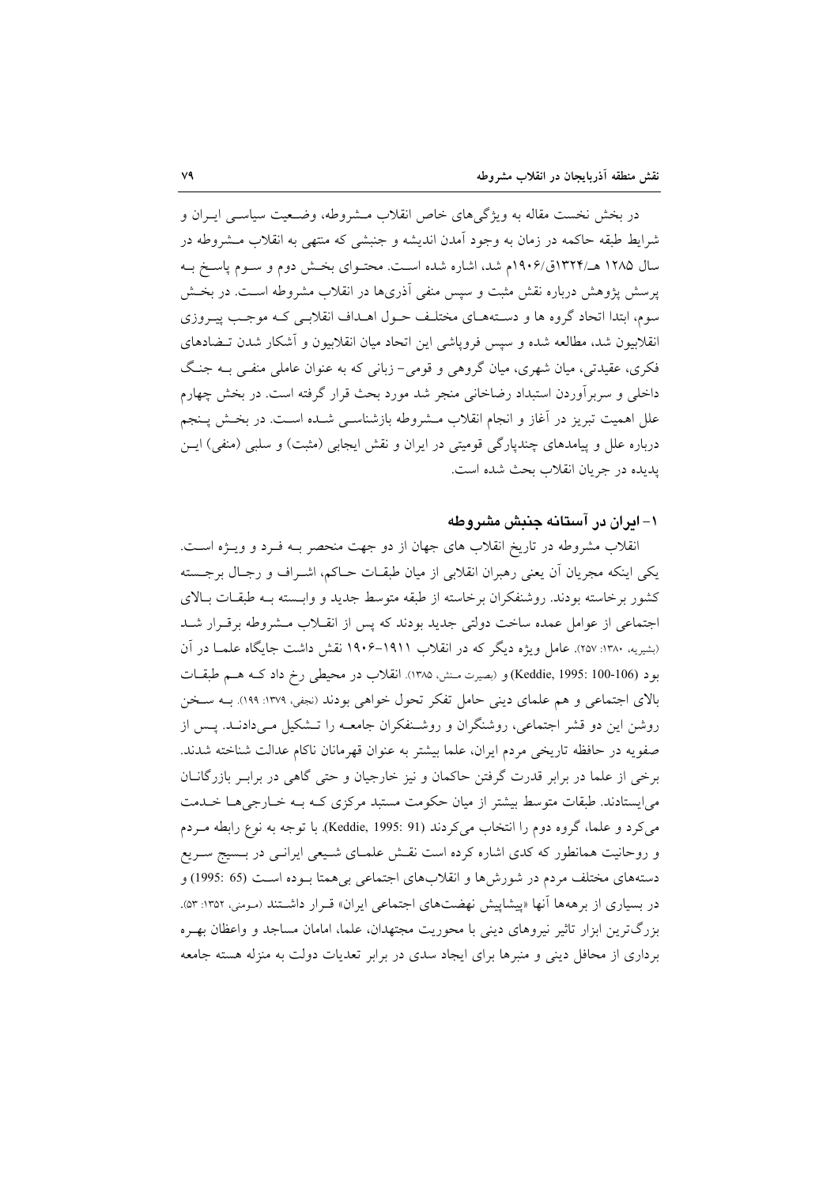در بخش نخست مقاله به ویژگی‌های خاص انقلاب مشروطه، وضعیت سیاسی ایران و شرایط طبقه حاکمه در زمان به وجود آمدن اندیشه و جنبشی که منتهی به انقلاب مشروطه در سال ۱۲۸۵ هـ/۱۳۲۴ق/۱۹۰۶م شد، اشاره شده است. محتوای بخش دوم و سوم پاسخ به پرسش پژوهش درباره نقش مثبت و سپس منفی آذری‌ها در انقلاب مشروطه است. در بخش سوم، ابتدا اتحاد گروه ها و دسته‌های مختلف حول اهداف انقلابی که موجب پیروزی انقلابیون شد، مطالعه شده و سپس فروپاشی این اتحاد میان انقلابیون و آشکار شدن تضادهای فکری، عقیدتی، میان شهری، میان گروهی و قومی- زبانی که به عنوان عاملی منفی به جنگ داخلی و سربرآوردن استبداد رضاخانی منجر شد مورد بحث قرار گرفته است. در بخش چهارم علل اهمیت تبریز در آغاز و انجام انقلاب مشروطه بازشناسی شده است. در بخش پنجم درباره علل و پیامدهای چندپارگی قومیتی در ایران و نقش ایجابی (مثبت) و سلبی (منفی) این پدیده در جریان انقلاب بحث شده است.

## ۱- ایران در آستانه جنبش مشروطه

انقلاب مشروطه در تاریخ انقلاب های جهان از دو جهت منحصر به فرد و ویژه است. یکی اینکه مجریان آن یعنی رهبران انقلابی از میان طبقات حاکم، اشراف و رجال برجسته کشور برخاسته بودند. روشنفکران برخاسته از طبقه متوسط جدید و وابسته به طبقات بالای اجتماعی از عوامل عمده ساخت دولتی جدید بودند که پس از انقلاب مشروطه برقرار شد (بشیریه، ۱۳۸۰: ۲۵۷). عامل ویژه دیگر که در انقلاب ۱۹۱۱-۱۹۰۶ نقش داشت جایگاه علما در آن بود (Keddie, 1995: 100-106) و (بصیرت منش، ۱۳۸۵). انقلاب در محیطی رخ داد که هم طبقات بالای اجتماعی و هم علمای دینی حامل تفکر تحول خواهی بودند (نجفی، ۱۳۷۹: ۱۹۹). به سخن روشن این دو قشر اجتماعی، روشنگران و روشنفکران جامعه را تشکیل می‌دادند. پس از صفویه در حافظه تاریخی مردم ایران، علما بیشتر به عنوان قهرمانان ناکام عدالت شناخته شدند. برخی از علما در برابر قدرت گرفتن حاکمان و نیز خارجیان و حتی گاهی در برابر بازرگانان می‌ایستادند. طبقات متوسط بیشتر از میان حکومت مستبد مرکزی که به خارجی‌ها خدمت می‌کرد و علما، گروه دوم را انتخاب می‌کردند (Keddie, 1995: 91). با توجه به نوع رابطه مردم و روحانیت همانطور که کدی اشاره کرده است نقش علمای شیعی ایرانی در بسیج سریع دسته‌های مختلف مردم در شورش‌ها و انقلاب‌های اجتماعی بی‌همتا بوده است (1995: 65) و در بسیاری از برهه‌ها آنها «پیشاپیش نهضت‌های اجتماعی ایران» قرار داشتند (مومنی، ۱۳۵۲: ۵۳). بزرگ‌ترین ابزار تاثیر نیروهای دینی با محوریت مجتهدان، علما، امامان مساجد و واعظان بهره برداری از محافل دینی و منبرها برای ایجاد سدی در برابر تعدیات دولت به منزله هسته جامعه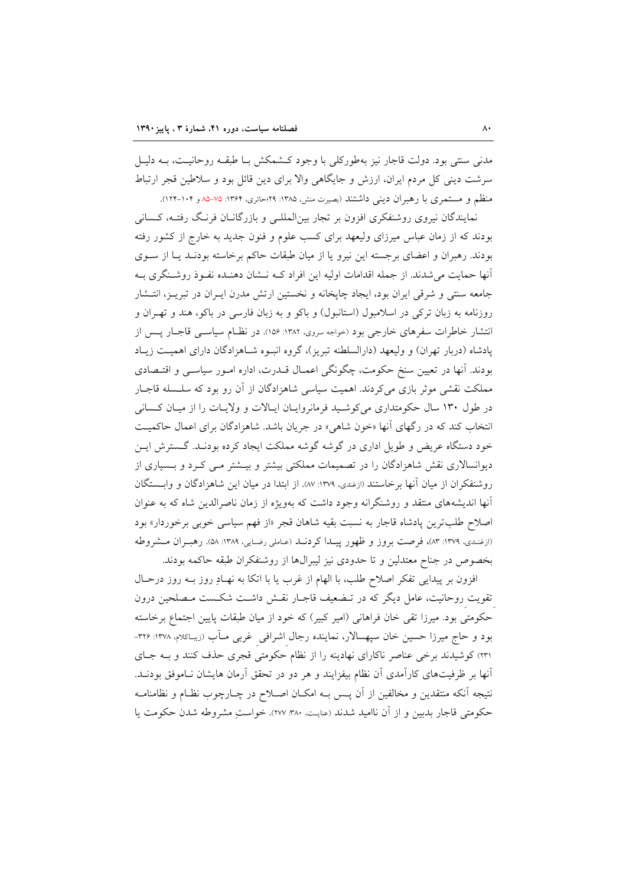مدنی سنتی بود. دولت قاجار نیز به‌طورکلی با وجود کـشمکش بـا طبقـه روحانیـت، بـه دلیـل سرشت دینی کل مردم ایران، ارزش و جایگاهی والا برای دین قائل بود و سلاطین قجر ارتباط منظم و مستمری با رهبران دینی داشتند (بصیرت منش، ۱۳۸۵: ۲۹؛حائری، ۱۳۶۴: ۷۵-۸۵ و ۱۰۴-۱۲۴).

نمایندگان نیروی روشنفکری افزون بر تجار بین‌المللـی و بازرگانـان فرنـگ رفتـه، کـسانی بودند که از زمان عباس میرزای ولیعهد برای کسب علوم و فنون جدید به خارج از کشور رفته بودند. رهبران و اعضای برجسته این نیرو یا از میان طبقات حاکم برخاسته بودنـد یـا از سـوی آنها حمایت می‌شدند. از جمله اقدامات اولیه این افراد کـه نـشان دهنـده نفـوذ روشـنگری بـه جامعه سنتی و شرقی ایران بود، ایجاد چاپخانه و نخستین ارتش مدرن ایـران در تبریـز، انتـشار روزنامه به زبان ترکی در اسلامبول (استانبول) و باکو و به زبان فارسی در باکو، هند و تهـران و انتشار خاطرات سفرهای خارجی بود (خواجه سروی، ۱۳۸۲: ۱۵۶). در نظـام سیاسـی قاجـار پـس از پادشاه (دربار تهران) و ولیعهد (دارالسلطنه تبریز)، گروه انبـوه شـاهزادگان دارای اهمیـت زیـاد بودند. آنها در تعیین سنخ حکومت، چگونگی اعمـال قـدرت، اداره امـور سیاسـی و اقتـصادی مملکت نقشی موثر بازی می‌کردند. اهمیت سیاسی شاهزادگان از آن رو بود که سلـسله قاجـار در طول ۱۳۰ سال حکومتداری می‌کوشـید فرمانروایـان ایـالات و ولایـات را از میـان کـسانی انتخاب کند که در رگهای آنها «خون شاهی» در جریان باشد. شاهزادگان برای اعمال حاکمیـت خود دستگاه عریض و طویل اداری در گوشه گوشه مملکت ایجاد کرده بودنـد. گـسترش ایـن دیوانسالاری نقش شاهزادگان را در تصمیمات مملکتی بیشتر و بیـشتر مـی کـرد و بـسیاری از روشنفکران از میان آنها برخاستند (ازغندی، ۱۳۷۹: ۸۷). از ابتدا در میان این شاهزادگان و وابـستگان آنها اندیشه‌های منتقد و روشنگرانه وجود داشت که به‌ویژه از زمان ناصرالدین شاه که به عنوان اصلاح طلب‌ترین پادشاه قاجار به نسبت بقیه شاهان قجر «از فهم سیاسی خوبی برخوردار» بود (ازغندی، ۱۳۷۹: ۸۳)، فرصت بروز و ظهور پیـدا کردنـد (عاملی رضایی، ۱۳۸۹: ۵۸). رهبـران مـشروطه بخصوص در جناح معتدلین و تا حدودی نیز لیبرال‌ها از روشنفکران طبقه حاکمه بودند.

افزون بر پیدایی تفکر اصلاح طلب، با الهام از غرب یا با اتکا به نهـادِ روز بـه روز درحـال تقویت روحانیت، عامل دیگر که در تـضعیف قاجـار نقـش داشـت شکـست مـصلحین درون حکومتی بود. میرزا تقی خان فراهانی (امیر کبیر) که خود از میان طبقات پایین اجتماع برخاسته بود و حاج میرزا حسین خان سپهسالار، نماینده رجال اشرافی غربی مـآب (زیباکلام، ۱۳۷۸: ۳۲۶-۲۳۱) کوشیدند برخی عناصر ناکارای نهادینه را از نظام حکومتی قجری حذف کنند و بـه جـای آنها بر ظرفیت‌های کارآمدی آن نظام بیفزایند و هر دو در تحقق آرمان هایشان نـاموفق بودنـد. نتیجه آنکه منتقدین و مخالفین از آن پـس بـه امکـان اصـلاح در چـارچوب نظـام و نظامنامـه حکومتی قاجار بدبین و از آن ناامید شدند (عنایت، ۱۳۸۰: ۲۷۷). خواستِ مشروطه شدن حکومت یا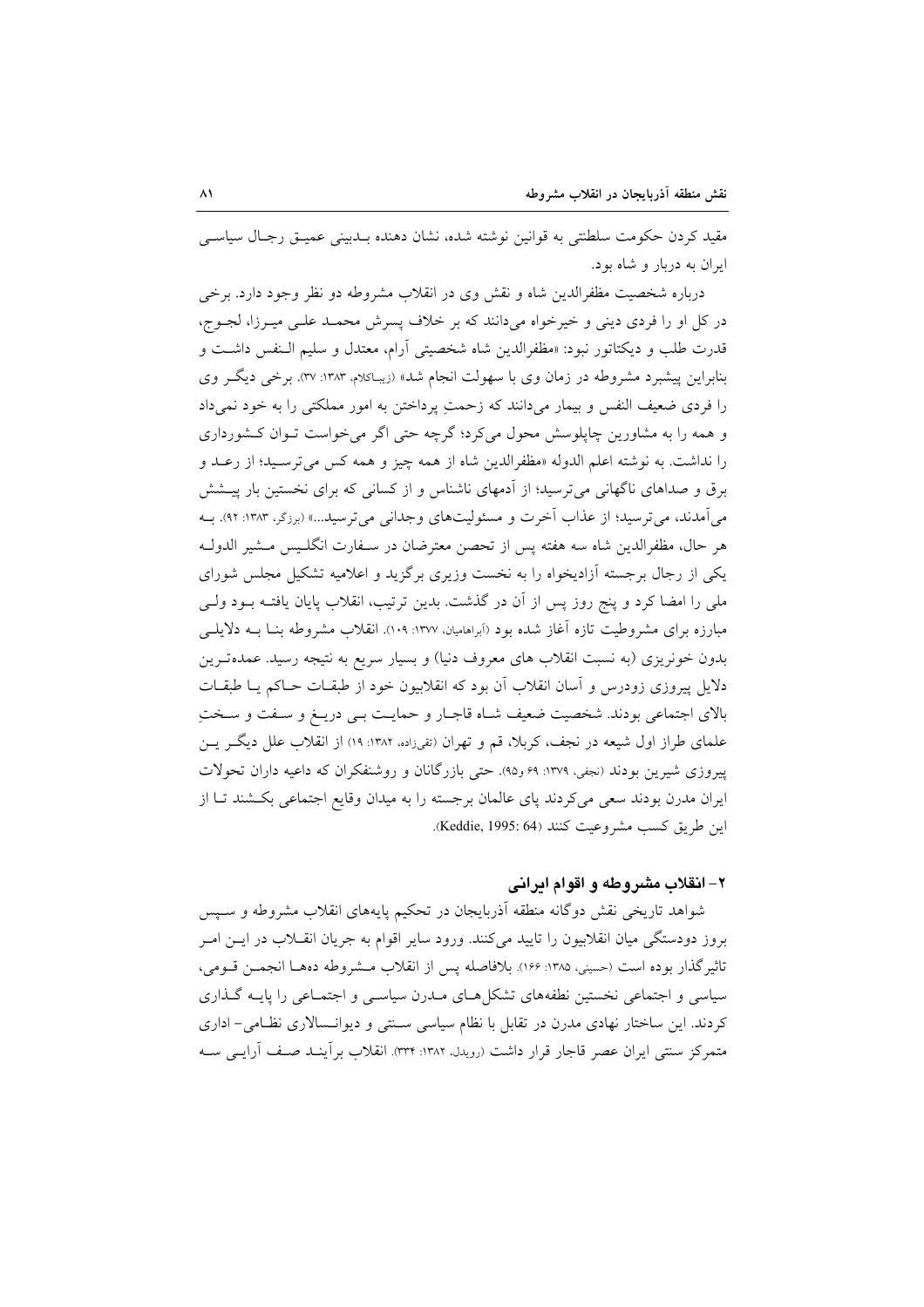مقید کردن حکومت سلطنتی به قوانین نوشته شده، نشان دهنده بـدبینی عمیـق رجـال سیاسـی ایران به دربار و شاه بود.

درباره شخصیت مظفرالدین شاه و نقش وی در انقلاب مشروطه دو نظر وجود دارد. برخی در کل او را فردی دینی و خیرخواه می‌دانند که بر خلاف پسرش محمـد علـی میـرزا، لجـوج، قدرت طلب و دیکتاتور نبود: «مظفرالدین شاه شخصیتی آرام، معتدل و سلیم الـنفس داشـت و بنابراین پیشبرد مشروطه در زمان وی با سهولت انجام شد» (زیباکلام، ۱۳۸۳: ۳۷). برخی دیگـر وی را فردی ضعیف النفس و بیمار می‌دانند که زحمتِ پرداختن به امور مملکتی را به خود نمی‌داد و همه را به مشاورین چاپلوسش محول می‌کرد؛ گرچه حتی اگر می‌خواست تـوان کـشورداری را نداشت. به نوشته اعلم الدوله «مظفرالدین شاه از همه چیز و همه کس می‌ترسـید؛ از رعـد و برق و صداهای ناگهانی می‌ترسید؛ از آدمهای ناشناس و از کسانی که برای نخستین بار پیـشش می‌آمدند، می‌ترسید؛ از عذاب آخرت و مسئولیت‌های وجدانی می‌ترسید...» (برزگر، ۱۳۸۳: ۹۲). بـه هر حال، مظفرالدین شاه سه هفته پس از تحصن معترضان در سـفارت انگلـیس مـشیر الدولـه یکی از رجال برجسته آزادیخواه را به نخست وزیری برگزید و اعلامیه تشکیل مجلس شورای ملی را امضا کرد و پنج روز پس از آن در گذشت. بدین ترتیب، انقلاب پایان یافتـه بـود ولـی مبارزه برای مشروطیت تازه آغاز شده بود (آبراهامیان، ۱۳۷۷: ۱۰۹). انقلاب مشروطه بنـا بـه دلایلـی بدون خونریزی (به نسبت انقلاب های معروف دنیا) و بسیار سریع به نتیجه رسید. عمده‌تـرین دلایل پیروزی زودرس و آسان انقلاب آن بود که انقلابیون خود از طبقـات حـاکم یـا طبقـات بالای اجتماعی بودند. شخصیت ضعیف شـاه قاجـار و حمایـت بـی دریـغ و سـفت و سـختِ علمای طراز اول شیعه در نجف، کربلا، قم و تهران (تقی‌زاده، ۱۳۸۲: ۱۹) از انقلاب علل دیگـر یـن پیروزی شیرین بودند (نجفی، ۱۳۷۹: ۶۹ و۹۵). حتی بازرگانان و روشنفکران که داعیه داران تحولات ایران مدرن بودند سعی می‌کردند پای عالمان برجسته را به میدان وقایع اجتماعی بکـشند تـا از این طریق کسب مشروعیت کنند (Keddie, 1995: 64).

## ۲- انقلاب مشروطه و اقوام ایرانی

شواهد تاریخی نقش دوگانه منطقه آذربایجان در تحکیم پایه‌های انقلاب مشروطه و سـپس بروز دودستگی میان انقلابیون را تایید می‌کنند. ورود سایر اقوام به جریان انقـلاب در ایـن امـر تاثیرگذار بوده است (حسینی، ۱۳۸۵: ۱۶۶). بلافاصله پس از انقلاب مـشروطه دهـها انجمـن قـومی، سیاسی و اجتماعی نخستین نطفه‌های تشکل‌هـای مـدرن سیاسـی و اجتمـاعی را پایـه گـذاری کردند. این ساختار نهادی مدرن در تقابل با نظام سیاسی سـنتی و دیوانـسالاری نظـامی- اداری متمرکز سنتی ایران عصر قاجار قرار داشت (رویدل، ۱۳۸۲: ۳۳۴). انقلاب برآینـد صـف آرایـی سـه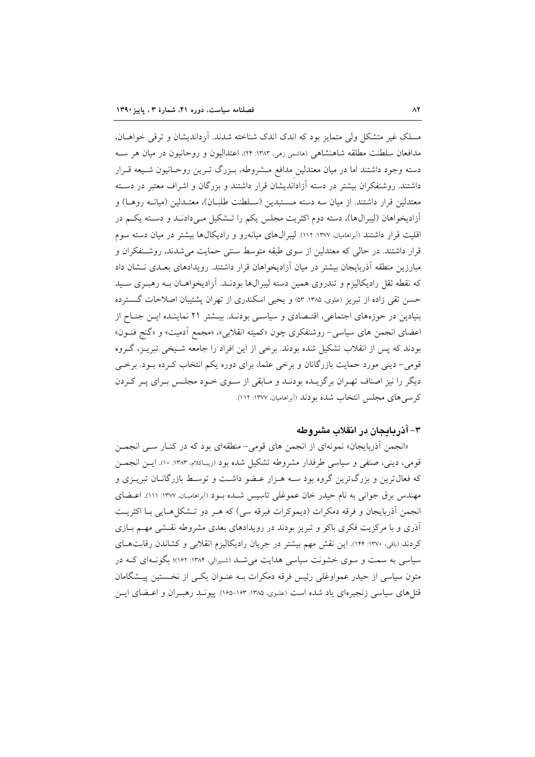مسلک غیر متشکل ولی متمایز بود که اندک اندک شناخته شدند. آزاداندیشان و ترقی خواهـان، مدافعان سلطنت مطلقه شاهنشاهی (هاشمی زهی، ۱۳۸۳: ۲۴)، اعتدالیون و روحانیون در میان هر سـه دسته وجود داشتند اما در میان معتدلین مدافع مـشروطه، بـزرگ تـرین روحـانیون شـیعه قـرار داشتند. روشنفکران بیشتر در دسته آزاداندیشان قرار داشتند و بزرگان و اشراف معتبر در دسـته معتدلین قرار داشتند. از میان سه دسته مـستبدین (سـلطنت طلبـان)، معتـدلین (میانـه روهـا) و آزادیخواهان (لیبرال‌ها)، دسته دوم اکثریت مجلس یکم را تـشکیل مـی‌دادنـد و دسـته یکـم در اقلیت قرار داشتند (آبراهامیان، ۱۳۷۷: ۱۱۲). لیبرال‌های میانه‌رو و رادیکال‌ها بیشتر در میان دسته سوم قرار داشتند. در حالی که معتدلین از سوی طبقه متوسط سنتی حمایت می‌شدند، روشـنفکران و مبارزین منطقه آذربایجان بیشتر در میان آزادیخواهان قرار داشتند. رویدادهای بعـدی نـشان داد که نقطه ثقل رادیکالیزم و تندروی همین دسته لیبرال‌ها بودنـد. آزادیخواهـان بـه رهبـری سـید حسن تقی زاده از تبریز (علوی، ۱۳۸۵: ۵۳) و یحیی اسکندری از تهران پشتیبان اصلاحات گـسترده بنیادین در حوزه‌های اجتماعی، اقتـصادی و سیاسـی بودنـد. بیـشتر ۲۱ نماینـده ایـن جنـاح از اعضای انجمن های سیاسی- روشنفکری چون «کمیته انقلابی»، «مجمع آدمیت» و «گنج فنـون» بودند که پس از انقلاب تشکیل شده بودند. برخی از این افراد را جامعه شـیخی تبریـز، گـروه قومی- دینی مورد حمایت بازرگانان و برخی علما، برای دوره یکم انتخاب کـرده بـود. برخـی دیگر را نیز اصناف تهـران برگزیـده بودنـد و مـابقی از سـوی خـود مجلـس بـرای پـر کـردن کرسی‌های مجلس انتخاب شده بودند (آبراهامیان، ۱۳۷۷: ۱۱۲).

## ۳- آذربایجان در انقلاب مشروطه

«انجمن آذربایجان» نمونه‌ای از انجمن های قومی- منطقه‌ای بود که در کنـار سـی انجمـن قومی، دینی، صنفی و سیاسی طرفدار مشروطه تشکیل شده بود (زیباکلام، ۱۳۸۳: ۱۰). ایـن انجمـن که فعال‌ترین و بزرگ‌ترین گروه بود سـه هـزار عـضو داشـت و توسـط بازرگانـان تبریـزی و مهندس برق جوانی به نام حیدر خان عموغلی تاسیس شـده بـود (آبراهامیـان، ۱۳۷۷: ۱۱۱). اعـضای انجمن آذربایجان و فرقه دمکرات (دیموکرات فیرقه سی) که هـر دو تـشکل‌هـایی بـا اکثریـت آذری و با مرکزیت فکری باکو و تبریز بودند در رویدادهای بعدی مشروطه نقـشی مهـم بـازی کردند (باقی، ۱۳۷۰: ۱۴۴). این نقش مهم بیشتر در جریان رادیکالیزم انقلابی و کشاندن رقابت‌هـای سیاسی به سمت و سوی خشونت سیاسی هدایت می‌شـد (شیرالی، ۱۳۸۴: ۱۶۲)؛ بگونـه‌ای کـه در متون سیاسی از حیدر عمواوغلی رئیس فرقه دمکرات بـه عنـوان یکـی از نخـستین پیـشگامان قتل‌های سیاسی زنجیره‌ای یاد شده است (علوی، ۱۳۸۵: ۱۶۳-۱۶۵). پیونـد رهبـران و اعـضای ایـن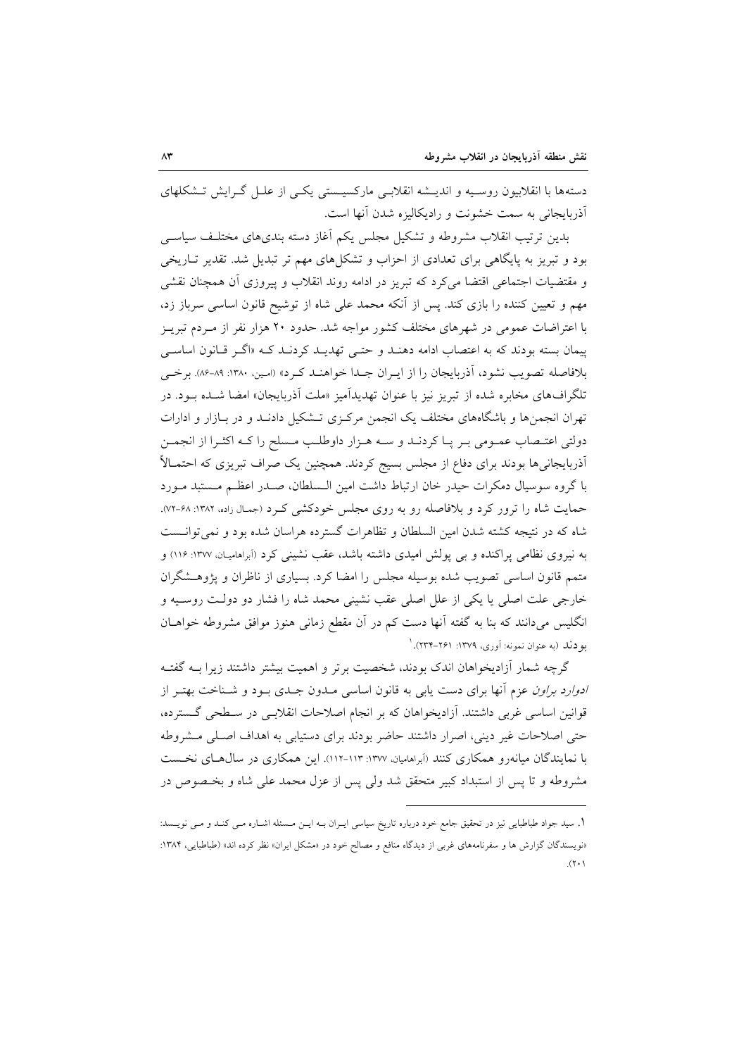دسته‌ها با انقلابیون روسیه و اندیشه انقلابی مارکسیستی یکی از علل گرایش تشکلهای آذربایجانی به سمت خشونت و رادیکالیزه شدن آنها است.

بدین ترتیب انقلاب مشروطه و تشکیل مجلس یکم آغاز دسته بندی‌های مختلف سیاسی بود و تبریز به پایگاهی برای تعدادی از احزاب و تشکل‌های مهم تر تبدیل شد. تقدیر تاریخی و مقتضیات اجتماعی اقتضا می‌کرد که تبریز در ادامه روند انقلاب و پیروزی آن همچنان نقشی مهم و تعیین کننده را بازی کند. پس از آنکه محمد علی شاه از توشیح قانون اساسی سرباز زد، با اعتراضات عمومی در شهرهای مختلف کشور مواجه شد. حدود ۲۰ هزار نفر از مردم تبریز پیمان بسته بودند که به اعتصاب ادامه دهند و حتی تهدید کردند که «اگر قانون اساسی بلافاصله تصویب نشود، آذربایجان را از ایران جدا خواهند کرد» (امین، ۱۳۸۰: ۸۹-۸۶). برخی تلگراف‌های مخابره شده از تبریز نیز با عنوان تهدیدآمیز «ملت آذربایجان» امضا شده بود. در تهران انجمن‌ها و باشگاه‌های مختلف یک انجمن مرکزی تشکیل دادند و در بازار و ادارات دولتی اعتصاب عمومی بر پا کردند و سه هزار داوطلب مسلح را که اکثرا از انجمن آذربایجانی‌ها بودند برای دفاع از مجلس بسیج کردند. همچنین یک صراف تبریزی که احتمالاً با گروه سوسیال دمکرات حیدر خان ارتباط داشت امین السلطان، صدر اعظم مستبد مورد حمایت شاه را ترور کرد و بلافاصله رو به روی مجلس خودکشی کرد (جمال زاده، ۱۳۸۲: ۶۸-۷۲). شاه که در نتیجه کشته شدن امین السلطان و تظاهرات گسترده هراسان شده بود و نمی‌توانست به نیروی نظامی پراکنده و بی پولش امیدی داشته باشد، عقب نشینی کرد (آبراهامیان، ۱۳۷۷: ۱۱۶) و متمم قانون اساسی تصویب شده بوسیله مجلس را امضا کرد. بسیاری از ناظران و پژوهشگران خارجی علت اصلی یا یکی از علل اصلی عقب نشینی محمد شاه را فشار دو دولت روسیه و انگلیس می‌دانند که بنا به گفته آنها دست کم در آن مقطع زمانی هنوز موافق مشروطه خواهان بودند (به عنوان نمونه: آوری، ۱۳۷۹: ۲۶۱-۲۳۴).[1]

گرچه شمار آزادیخواهان اندک بودند، شخصیت برتر و اهمیت بیشتر داشتند زیرا به گفته *ادوارد براون* عزم آنها برای دست یابی به قانون اساسی مدون جدی بود و شناخت بهتر از قوانین اساسی غربی داشتند. آزادیخواهان که بر انجام اصلاحات انقلابی در سطحی گسترده، حتی اصلاحات غیر دینی، اصرار داشتند حاضر بودند برای دستیابی به اهداف اصلی مشروطه با نمایندگان میانه‌رو همکاری کنند (آبراهامیان، ۱۳۷۷: ۱۱۳-۱۱۲). این همکاری در سال‌های نخست مشروطه و تا پس از استبداد کبیر متحقق شد ولی پس از عزل محمد علی شاه و بخصوص در

---

۱. سید جواد طباطبایی نیز در تحقیق جامع خود درباره تاریخ سیاسی ایران به این مسئله اشاره می کند و می نویسد: «نویسندگان گزارش ها و سفرنامه‌های غربی از دیدگاه منافع و مصالح خود در «مشکل ایران» نظر کرده اند» (طباطبایی، ۱۳۸۴: ۲۰۱).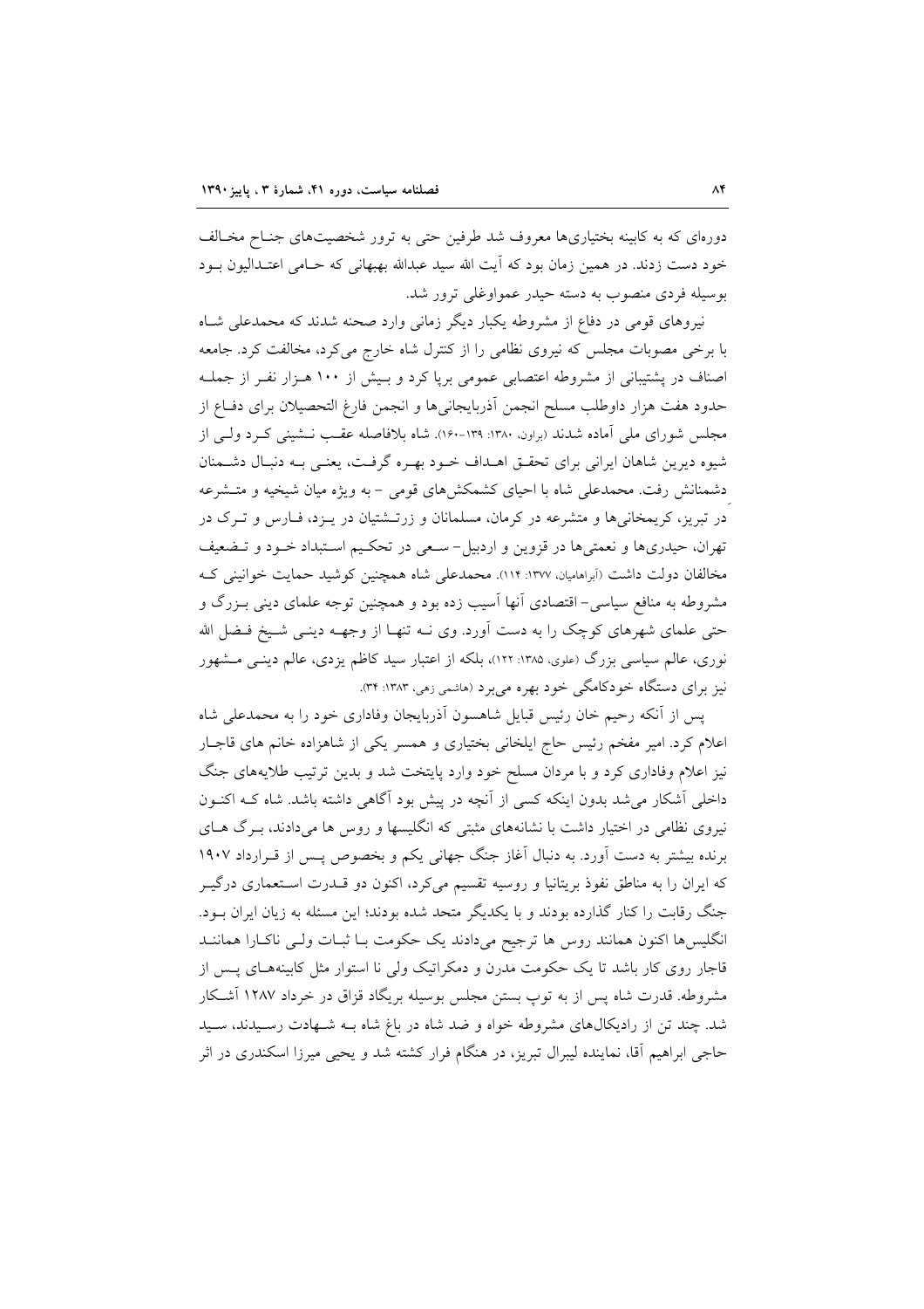دوره‌ای که به کابینه بختیاری‌ها معروف شد طرفین حتی به ترور شخصیت‌های جناح مخالف خود دست زدند. در همین زمان بود که آیت الله سید عبدالله بهبهانی که حامی اعتدالیون بود بوسیله فردی منصوب به دسته حیدر عمواوغلی ترور شد.

نیروهای قومی در دفاع از مشروطه یکبار دیگر زمانی وارد صحنه شدند که محمدعلی شاه با برخی مصوبات مجلس که نیروی نظامی را از کنترل شاه خارج می‌کرد، مخالفت کرد. جامعه اصناف در پشتیبانی از مشروطه اعتصابی عمومی برپا کرد و بیش از ۱۰۰ هزار نفر از جمله حدود هفت هزار داوطلب مسلح انجمن آذربایجانی‌ها و انجمن فارغ التحصیلان برای دفاع از مجلس شورای ملی آماده شدند (براون، ۱۳۸۰: ۱۳۹-۱۶۰). شاه بلافاصله عقب نشینی کرد ولی از شیوه دیرین شاهان ایرانی برای تحقق اهداف خود بهره گرفت، یعنی به دنبال دشمنانش رفت. محمدعلی شاه با احیای کشمکش‌های قومی - به ویژه میان شیخیه و متشرعه در تبریز، کریمخانی‌ها و متشرعه در کرمان، مسلمانان و زرتشتیان در یزد، فارس و ترک در تهران، حیدری‌ها و نعمتی‌ها در قزوین و اردبیل- سعی در تحکیم استبداد خود و تضعیف مخالفان دولت داشت (آبراهامیان، ۱۳۷۷: ۱۱۴). محمدعلی شاه همچنین کوشید حمایت خوانینی که مشروطه به منافع سیاسی- اقتصادی آنها آسیب زده بود و همچنین توجه علمای دینی بزرگ و حتی علمای شهرهای کوچک را به دست آورد. وی نه تنها از وجهه دینی شیخ فضل الله نوری، عالم سیاسی بزرگ (علوی، ۱۳۸۵: ۱۲۲)، بلکه از اعتبار سید کاظم یزدی، عالم دینی مشهور نیز برای دستگاه خودکامگی خود بهره می‌برد (هاشمی زهی، ۱۳۸۳: ۳۴).

پس از آنکه رحیم خان رئیس قبایل شاهسون آذربایجان وفاداری خود را به محمدعلی شاه اعلام کرد. امیر مفخم رئیس حاج ایلخانی بختیاری و همسر یکی از شاهزاده خانم های قاجار نیز اعلام وفاداری کرد و با مردان مسلح خود وارد پایتخت شد و بدین ترتیب طلایه‌های جنگ داخلی آشکار می‌شد بدون اینکه کسی از آنچه در پیش بود آگاهی داشته باشد. شاه که اکنون نیروی نظامی در اختیار داشت با نشانه‌های مثبتی که انگلیسها و روس ها می‌دادند، برگ های برنده بیشتر به دست آورد. به دنبال آغاز جنگ جهانی یکم و بخصوص پس از قرارداد ۱۹۰۷ که ایران را به مناطق نفوذ بریتانیا و روسیه تقسیم می‌کرد، اکنون دو قدرت استعماری درگیر جنگ رقابت را کنار گذارده بودند و با یکدیگر متحد شده بودند؛ این مسئله به زیان ایران بود. انگلیس‌ها اکنون همانند روس ها ترجیح می‌دادند یک حکومت با ثبات ولی ناکارا همانند قاجار روی کار باشد تا یک حکومت مدرن و دمکراتیک ولی نا استوار مثل کابینه‌های پس از مشروطه. قدرت شاه پس از به توپ بستن مجلس بوسیله بریگاد قزاق در خرداد ۱۲۸۷ آشکار شد. چند تن از رادیکال‌های مشروطه خواه و ضد شاه در باغ شاه به شهادت رسیدند، سید حاجی ابراهیم آقا، نماینده لیبرال تبریز، در هنگام فرار کشته شد و یحیی میرزا اسکندری در اثر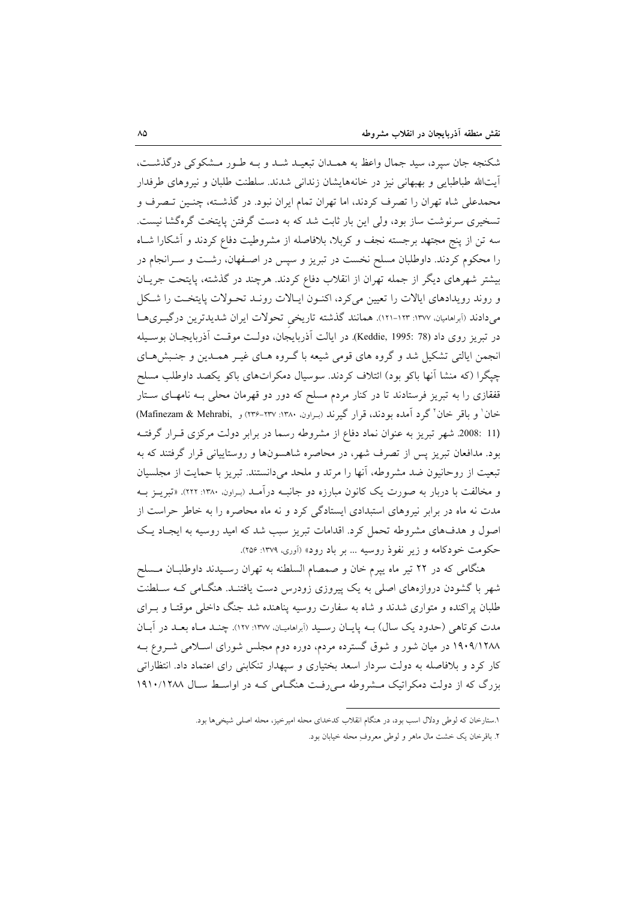شکنجه جان سپرد، سید جمال واعظ به همـدان تبعیـد شـد و بـه طـور مـشکوکی درگذشـت، آیت‌الله طباطبایی و بهبهانی نیز در خانه‌هایشان زندانی شدند. سلطنت طلبان و نیروهای طرفدار محمدعلی شاه تهران را تصرف کردند، اما تهران تمام ایران نبود. در گذشـته، چنـین تـصرف و تسخیری سرنوشت ساز بود، ولی این بار ثابت شد که به دست گرفتن پایتخت گره‌گشا نیست. سه تن از پنج مجتهد برجسته نجف و کربلا، بلافاصله از مشروطیت دفاع کردند و آشکارا شـاه را محکوم کردند. داوطلبان مسلح نخست در تبریز و سپس در اصـفهان، رشـت و سـرانجام در بیشتر شهرهای دیگر از جمله تهران از انقلاب دفاع کردند. هرچند در گذشته، پایتحت جریـان و روند رویدادهای ایالات را تعیین می‌کرد، اکنـون ایـالات رونـد تحـولات پایتخـت را شـکل می‌دادند (آبراهامیان، ۱۳۷۷: ۱۲۳-۱۲۱). همانند گذشته تاریخی تحولات ایران شدیدترین درگیـری‌هـا در تبریز روی داد (Keddie, 1995: 78). در ایالت آذربایجان، دولـت موقـت آذربایجـان بوسـیله انجمن ایالتی تشکیل شد و گروه های قومی شیعه با گـروه هـای غیـر همـدین و جنـبش‌هـای چپگرا (که منشا آنها باکو بود) ائتلاف کردند. سوسیال دمکرات‌های باکو یکصد داوطلب مسلح قفقازی را به تبریز فرستادند تا در کنار مردم مسلح که دور دو قهرمان محلی بـه نامهـای سـتار خان[1] و باقر خان[2] گرد آمده بودند، قرار گیرند (بـراون، ۱۳۸۰: ۲۳۷-۲۳۶) و (Mafinezam & Mehrabi, 2008: 11). شهر تبریز به عنوان نماد دفاع از مشروطه رسما در برابر دولت مرکزی قـرار گرفتـه بود. مدافعان تبریز پس از تصرف شهر، در محاصره شاهسون‌ها و روستاییانی قرار گرفتند که به تبعیت از روحانیون ضد مشروطه، آنها را مرتد و ملحد می‌دانستند. تبریز با حمایت از مجلسیان و مخالفت با دربار به صورت یک کانون مبارزه دو جانبـه درآمـد (بـراون، ۱۳۸۰: ۲۲۲). «تبریـز بـه مدت نه ماه در برابر نیروهای استبدادی ایستادگی کرد و نه ماه محاصره را به خاطر حراست از اصول و هدف‌های مشروطه تحمل کرد. اقدامات تبریز سبب شد که امید روسیه به ایجـاد یـک حکومت خودکامه و زیر نفوذ روسیه ... بر باد رود» (آوری، ۱۳۷۹: ۲۵۶).

هنگامی که در ۲۲ تیر ماه یپرم خان و صمصام السلطنه به تهران رسـیدند داوطلبـان مـسلح شهر با گشودن دروازه‌های اصلی به یک پیروزی زودرس دست یافتنـد. هنگـامی کـه سـلطنت طلبان پراکنده و متواری شدند و شاه به سفارت روسیه پناهنده شد جنگ داخلی موقتـا و بـرای مدت کوتاهی (حدود یک سال) بـه پایـان رسـید (آبراهامیـان، ۱۳۷۷: ۱۲۷). چنـد مـاه بعـد در آبـان ۱۹۰۹/۱۲۸۸ در میان شور و شوق گسترده مردم، دوره دوم مجلس شورای اسـلامی شـروع بـه کار کرد و بلافاصله به دولت سردار اسعد بختیاری و سپهدار تنکابنی رای اعتماد داد. انتظاراتی بزرگ که از دولت دمکراتیک مـشروطه مـی‌رفـت هنگـامی کـه در اواسـط سـال ۱۹۱۰/۱۲۸۸

---

۱.ستارخان که لوطی ودلال اسب بود، در هنگام انقلاب کدخدای محله امیرخیز، محله اصلی شیخی‌ها بود.

۲. باقرخان یک خشت مال ماهر و لوطی معروفِ محله خیابان بود.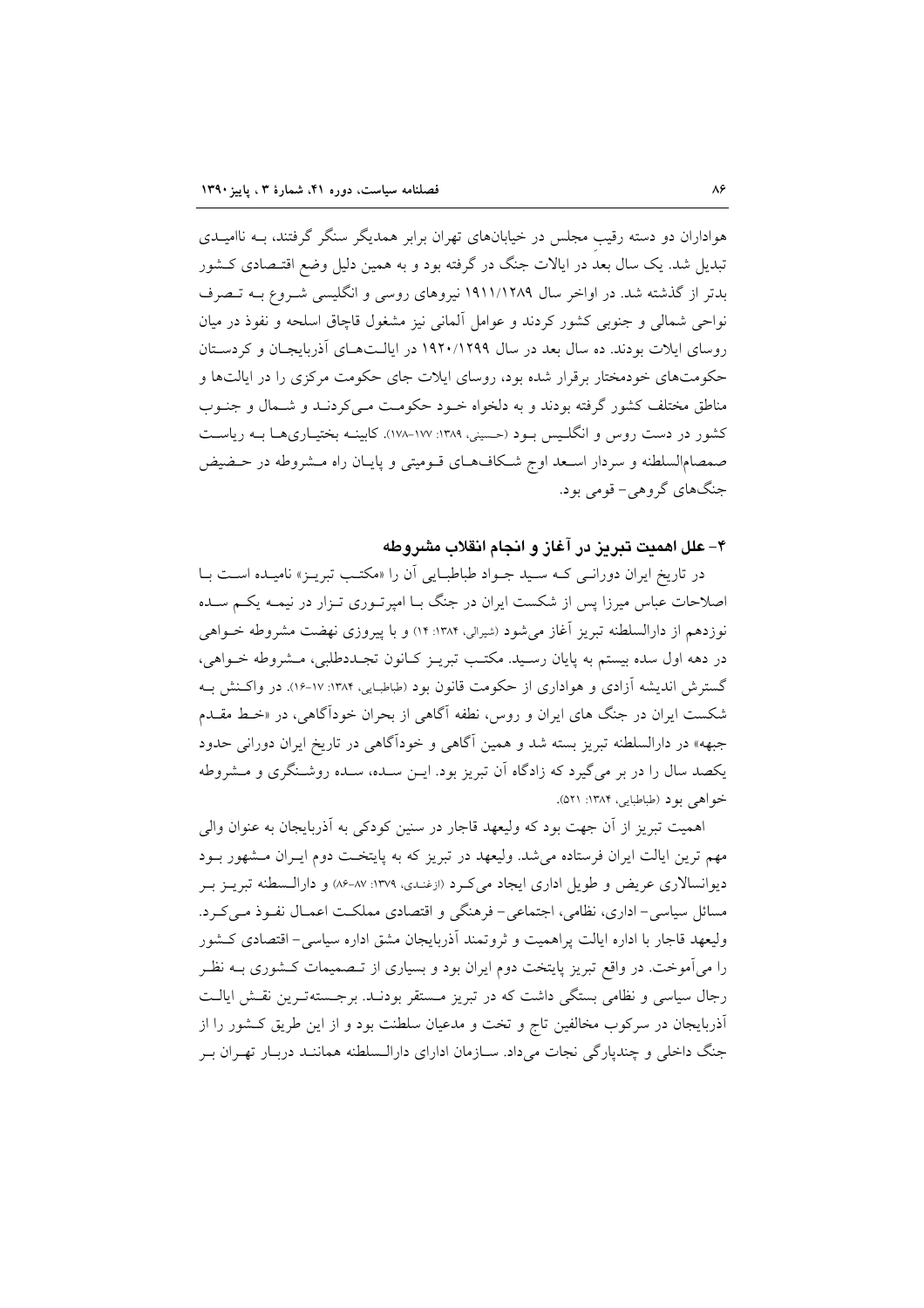هواداران دو دسته رقیبِ مجلس در خیابان‌های تهران برابر همدیگر سنگر گرفتند، بـه ناامیـدی تبدیل شد. یک سال بعد در ایالات جنگ در گرفته بود و به همین دلیل وضع اقتـصادی کـشور بدتر از گذشته شد. در اواخر سال ۱۹۱۱/۱۲۸۹ نیروهای روسی و انگلیسی شـروع بـه تـصرف نواحی شمالی و جنوبی کشور کردند و عوامل آلمانی نیز مشغول قاچاق اسلحه و نفوذ در میان روسای ایلات بودند. ده سال بعد در سال ۱۹۲۰/۱۲۹۹ در ایالـت‌هـای آذربایجـان و کردسـتان حکومت‌های خودمختار برقرار شده بود، روسای ایلات جای حکومت مرکزی را در ایالت‌ها و مناطق مختلف کشور گرفته بودند و به دلخواه خـود حکومـت مـی‌کردنـد و شـمال و جنـوب کشور در دست روس و انگلـیس بـود (حسینی، ۱۳۸۹: ۱۷۷-۱۷۸). کابینـه بختیـاری‌هـا بـه ریاسـت صمصام‌السلطنه و سردار اسـعد اوج شـکاف‌هـای قـومیتی و پایـان راه مـشروطه در حـضیض جنگ‌های گروهی- قومی بود.

### ۴- علل اهمیت تبریز در آغاز و انجام انقلاب مشروطه

در تاریخ ایران دورانـی کـه سـید جـواد طباطبـایی آن را «مکتـب تبریـز» نامیـده اسـت بـا اصلاحات عباس میرزا پس از شکست ایران در جنگ بـا امپرتـوری تـزار در نیمـه یکـم سـده نوزدهم از دارالسلطنه تبریز آغاز می‌شود (شیرالی، ۱۳۸۴: ۱۴) و با پیروزی نهضت مشروطه خـواهی در دهه اول سده بیستم به پایان رسـید. مکتـب تبریـز کـانون تجـددطلبی، مـشروطه خـواهی، گسترش اندیشه آزادی و هواداری از حکومت قانون بود (طباطبایی، ۱۳۸۴: ۱۷-۱۶). در واکـنش بـه شکست ایران در جنگ های ایران و روس، نطفه آگاهی از بحران خودآگاهی، در «خـط مقـدم جبهه» در دارالسلطنه تبریز بسته شد و همین آگاهی و خودآگاهی در تاریخ ایران دورانی حدود یکصد سال را در بر می‌گیرد که زادگاه آن تبریز بود. ایـن سـده، سـده روشـنگری و مـشروطه خواهی بود (طباطبایی، ۱۳۸۴: ۵۲۱).

اهمیت تبریز از آن جهت بود که ولیعهد قاجار در سنین کودکی به آذربایجان به عنوان والی مهم ترین ایالت ایران فرستاده می‌شد. ولیعهد در تبریز که به پایتخـت دوم ایـران مـشهور بـود دیوانسالاری عریض و طویل اداری ایجاد می‌کـرد (ازغندی، ۱۳۷۹: ۸۷-۸۶) و دارالـسطنه تبریـز بـر مسائل سیاسی- اداری، نظامی، اجتماعی- فرهنگی و اقتصادی مملکـت اعمـال نفـوذ مـی‌کـرد. ولیعهد قاجار با اداره ایالت پراهمیت و ثروتمند آذربایجان مشق اداره سیاسی- اقتصادی کـشور را می‌آموخت. در واقع تبریز پایتخت دوم ایران بود و بسیاری از تـصمیمات کـشوری بـه نظـر رجال سیاسی و نظامی بستگی داشت که در تبریز مـستقر بودنـد. برجـسته‌تـرین نقـش ایالـت آذربایجان در سرکوب مخالفین تاج و تخت و مدعیان سلطنت بود و از این طریق کـشور را از جنگ داخلی و چندپارگی نجات می‌داد. سـازمان ادارای دارالـسلطنه هماننـد دربـار تهـران بـر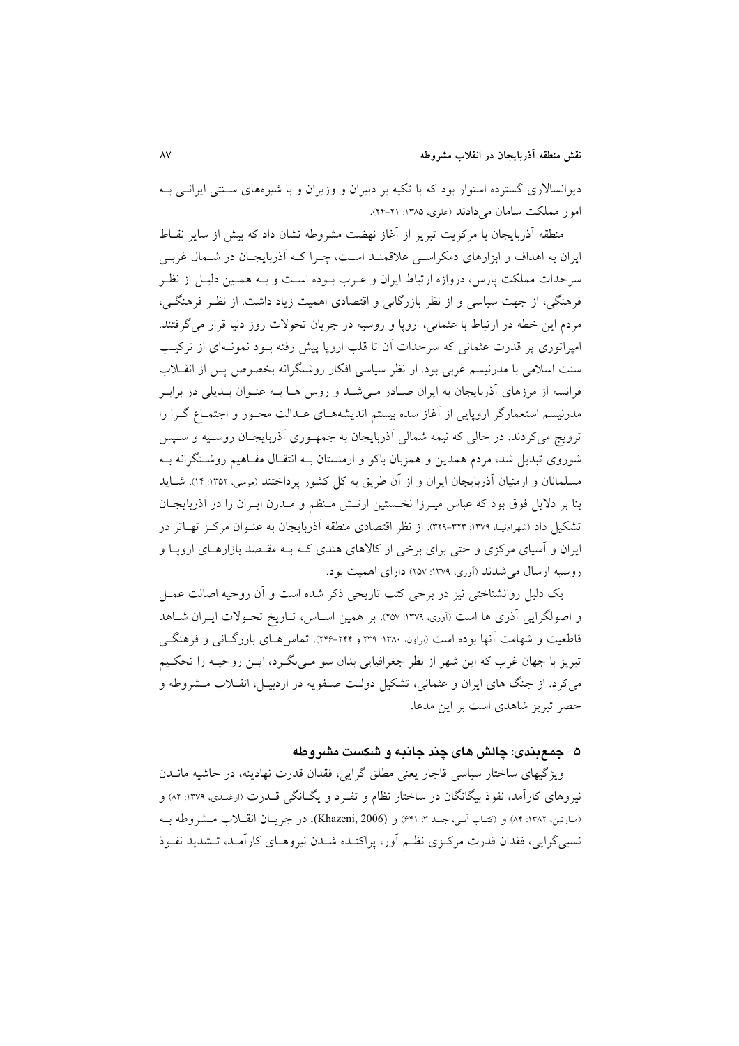دیوانسالاری گسترده استوار بود که با تکیه بر دبیران و وزیران و با شیوه‌های سنتی ایرانی به امور مملکت سامان می‌دادند (علوی، ۱۳۸۵: ۲۱-۲۴).

منطقه آذربایجان با مرکزیت تبریز از آغاز نهضت مشروطه نشان داد که بیش از سایر نقاط ایران به اهداف و ابزارهای دمکراسی علاقمند است، چرا که آذربایجان در شمال غربی سرحدات مملکت پارس، دروازه ارتباط ایران و غرب بوده است و به همین دلیل از نظر فرهنگی، از جهت سیاسی و از نظر بازرگانی و اقتصادی اهمیت زیاد داشت. از نظر فرهنگی، مردم این خطه در ارتباط با عثمانی، اروپا و روسیه در جریان تحولات روز دنیا قرار می‌گرفتند. امپراتوری پر قدرت عثمانی که سرحدات آن تا قلب اروپا پیش رفته بود نمونه‌ای از ترکیب سنت اسلامی با مدرنیسم غربی بود. از نظر سیاسی افکار روشنگرانه بخصوص پس از انقلاب فرانسه از مرزهای آذربایجان به ایران صادر می‌شد و روس ها به عنوان بدیلی در برابر مدرنیسم استعمارگر اروپایی از آغاز سده بیستم اندیشه‌های عدالت محور و اجتماع گرا را ترویج می‌کردند. در حالی که نیمه شمالی آذربایجان به جمهوری آذربایجان روسیه و سپس شوروی تبدیل شد، مردم همدین و همزبان باکو و ارمنستان به انتقال مفاهیم روشنگرانه به مسلمانان و ارمنیان آذربایجان ایران و از آن طریق به کل کشور پرداختند (مومنی، ۱۳۵۲: ۱۴). شاید بنا بر دلایل فوق بود که عباس میرزا نخستین ارتش منظم و مدرن ایران را در آذربایجان تشکیل داد (شهرامنیا، ۱۳۷۹: ۳۲۳-۳۲۹). از نظر اقتصادی منطقه آذربایجان به عنوان مرکز تهاتر در ایران و آسیای مرکزی و حتی برای برخی از کالاهای هندی که به مقصد بازارهای اروپا و روسیه ارسال می‌شدند (آوری، ۱۳۷۹: ۲۵۷) دارای اهمیت بود.

یک دلیل روانشناختی نیز در برخی کتب تاریخی ذکر شده است و آن روحیه اصالت عمل و اصولگرایی آذری ها است (آوری، ۱۳۷۹: ۲۵۷). بر همین اساس، تاریخ تحولات ایران شاهد قاطعیت و شهامت آنها بوده است (براون، ۱۳۸۰: ۲۳۹ و ۲۴۴-۲۴۶). تماس‌های بازرگانی و فرهنگی تبریز با جهان غرب که این شهر از نظر جغرافیایی بدان سو می‌نگرد، این روحیه را تحکیم می‌کرد. از جنگ های ایران و عثمانی، تشکیل دولت صفویه در اردبیل، انقلاب مشروطه و حصر تبریز شاهدی است بر این مدعا.

## ۵- جمع‌بندی: چالش های چند جانبه و شکست مشروطه

ویژگیهای ساختار سیاسی قاجار یعنی مطلق گرایی، فقدان قدرت نهادینه، در حاشیه ماندن نیروهای کارآمد، نفوذ بیگانگان در ساختار نظام و تفرد و یگانگی قدرت (ازغندی، ۱۳۷۹: ۸۲) و (مارتین، ۱۳۸۲: ۸۴) و (کتاب آبی، جلد ۳: ۶۴۱) و (Khazeni, 2006). در جریان انقلاب مشروطه به نسبی‌گرایی، فقدان قدرت مرکزی نظم آور، پراکنده شدن نیروهای کارآمد، تشدید نفوذ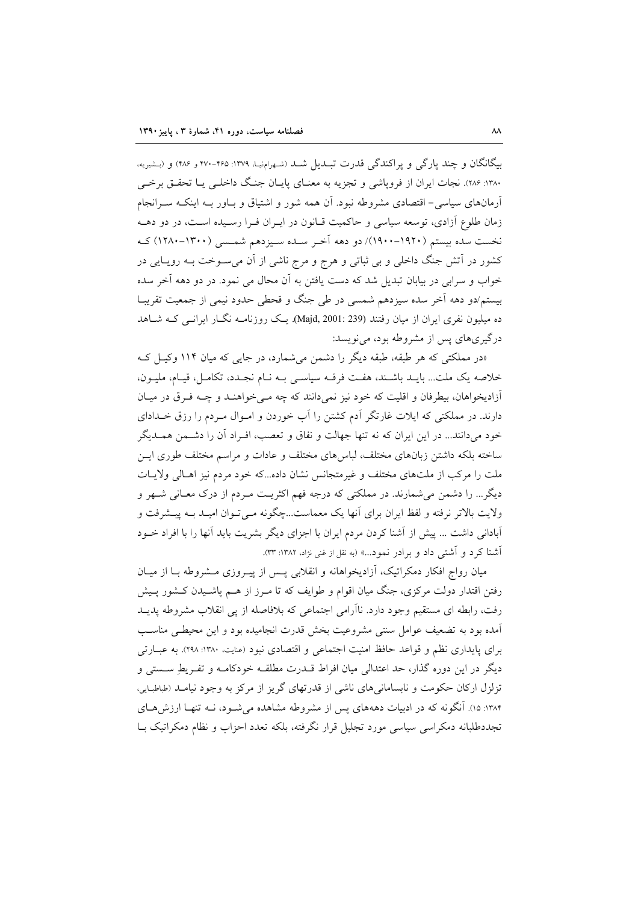بیگانگان و چند پارگی و پراکندگی قدرت تبـدیل شـد (شـهرام‌نیـا، ۱۳۷۹: ۴۶۵-۴۷۰ و ۴۸۶) و (بـشیریه، ۱۳۸۰: ۲۸۶). نجات ایران از فروپاشی و تجزیه به معنـای پایـان جنـگ داخلـی یـا تحقـق برخـی آرمان‌های سیاسی- اقتصادی مشروطه نبود. آن همه شور و اشتیاق و بـاور بـه اینکـه سـرانجام زمان طلوع آزادی، توسعه سیاسی و حاکمیت قـانون در ایـران فـرا رسـیده اسـت، در دو دهـه نخست سده بیستم (۱۹۲۰-۱۹۰۰)/ دو دهه آخـر سـده سـیزدهم شمـسی (۱۳۰۰-۱۲۸۰) کـه کشور در آتش جنگ داخلی و بی ثباتی و هرج و مرج ناشی از آن می‌سـوخت بـه رویـایی در خواب و سرابی در بیابان تبدیل شد که دست یافتن به آن محال می نمود. در دو دهه آخر سده بیستم/دو دهه آخر سده سیزدهم شمسی در طی جنگ و قحطی حدود نیمی از جمعیت تقریبـا ده میلیون نفری ایران از میان رفتند (Majd, 2001: 239). یـک روزنامـه نگـار ایرانـی کـه شـاهد درگیری‌های پس از مشروطه بود، می‌نویسد:

«در مملکتی که هر طبقه، طبقه دیگر را دشمن می‌شمارد، در جایی که میان ۱۱۴ وکیـل کـه خلاصه یک ملت... بایـد باشـند، هفـت فرقـه سیاسـی بـه نـام نجـدد، تکامـل، قیـام، ملیـون، آزادیخواهان، بیطرفان و اقلیت که خود نیز نمی‌دانند که چه مـی‌خواهنـد و چـه فـرق در میـان دارند. در مملکتی که ایلات غارتگر آدم کشتن را آب خوردن و امـوال مـردم را رزق خـدادای خود می‌دانند... در این ایران که نه تنها جهالت و نفاق و تعصب، افـراد آن را دشـمن همـدیگر ساخته بلکه داشتن زبان‌های مختلف، لباس‌های مختلف و عادات و مراسم مختلف طوری ایـن ملت را مرکب از ملت‌های مختلف و غیرمتجانس نشان داده...که خود مردم نیز اهـالی ولایـات دیگر... را دشمن می‌شمارند. در مملکتی که درجه فهم اکثریـت مـردم از درک معـانی شـهر و ولایت بالاتر نرفته و لفظ ایران برای آنها یک معماست...چگونه مـی‌تـوان امیـد بـه پیـشرفت و آبادانی داشت ... پیش از آشنا کردن مردم ایران با اجزای دیگر بشریت باید آنها را با افراد خـود آشنا کرد و آشتی داد و برادر نمود...» (به نقل از غنی نژاد، ۱۳۸۲: ۳۳).

میان رواج افکار دمکراتیک، آزادیخواهانه و انقلابی پـس از پیـروزی مـشروطه بـا از میـان رفتن اقتدار دولت مرکزی، جنگ میان اقوام و طوایف که تا مـرز از هـم پاشـیدن کـشور پـیش رفت، رابطه ای مستقیم وجود دارد. ناآرامی اجتماعی که بلافاصله از پی انقلاب مشروطه پدیـد آمده بود به تضعیف عوامل سنتی مشروعیت بخش قدرت انجامیده بود و این محیطـی مناسـب برای پایداری نظم و قواعد حافظ امنیت اجتماعی و اقتصادی نبود (عنایت، ۱۳۸۰: ۲۹۸). به عبـارتی دیگر در این دوره گذار، حد اعتدالی میان افراط قـدرت مطلقـه خودکامـه و تفـریطِ سـستی و تزلزل ارکان حکومت و نابسامانی‌های ناشی از قدرتهای گریز از مرکز به وجود نیامـد (طباطبـایی، ۱۳۸۴: ۱۵). آنگونه که در ادبیات دهه‌های پس از مشروطه مشاهده می‌شـود، نـه تنهـا ارزش‌هـای تجددطلبانه دمکراسی سیاسی مورد تجلیل قرار نگرفته، بلکه تعدد احزاب و نظام دمکراتیک بـا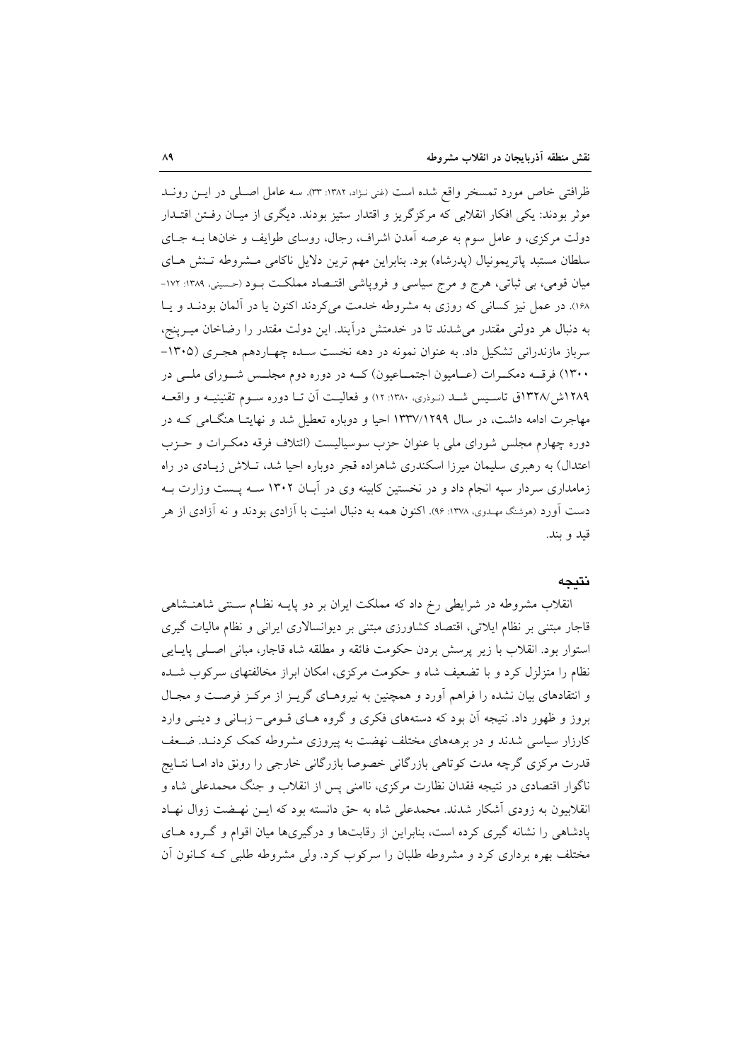ظرافتی خاص مورد تمسخر واقع شده است (غنی نـژاد، ۱۳۸۲: ۳۳). سه عامل اصـلی در ایـن رونـد موثر بودند: یکی افکار انقلابی که مرکزگریز و اقتدار ستیز بودند. دیگری از میـان رفـتن اقتـدار دولت مرکزی، و عامل سوم به عرصه آمدن اشراف، رجال، روسای طوایف و خانها بـه جـای سلطان مستبد پاتریمونیال (پدرشاه) بود. بنابراین مهم ترین دلایل ناکامی مـشروطه تـنش هـای میان قومی، بی ثباتی، هرج و مرج سیاسی و فروپاشی اقتـصاد مملکـت بـود (حسینی، ۱۳۸۹: ۱۷۲- ۱۶۸). در عمل نیز کسانی که روزی به مشروطه خدمت میکردند اکنون یا در آلمان بودنـد و یـا به دنبال هر دولتی مقتدر میشدند تا در خدمتش درآیند. این دولت مقتدر را رضاخان میـرپنج، سرباز مازندرانی تشکیل داد. به عنوان نمونه در دهه نخست سـده چهـاردهم هجـری (۱۳۰۵- ۱۳۰۰) فرقـه دمکـرات (عـامیون اجتمـاعیون) کـه در دوره دوم مجلـس شـورای ملـی در ۱۲۸۹ش/۱۳۲۸ق تاسـیس شـد (نوذری، ۱۳۸۰: ۱۲) و فعالیـت آن تـا دوره سـوم تقنینیـه و واقعـه مهاجرت ادامه داشت، در سال ۱۳۳۷/۱۲۹۹ احیا و دوباره تعطیل شد و نهایتـا هنگـامی کـه در دوره چهارم مجلس شورای ملی با عنوان حزب سوسیالیست (ائتلاف فرقه دمکـرات و حـزب اعتدال) به رهبری سلیمان میرزا اسکندری شاهزاده قجر دوباره احیا شد، تـلاش زیـادی در راه زمامداری سردار سپه انجام داد و در نخستین کابینه وی در آبـان ۱۳۰۲ سـه پـست وزارت بـه دست آورد (هوشنگ مهـدوی، ۱۳۷۸: ۹۶). اکنون همه به دنبال امنیت با آزادی بودند و نه آزادی از هر قید و بند.

## نتیجه

انقلاب مشروطه در شرایطی رخ داد که مملکت ایران بر دو پایـه نظـام سـنتی شاهنـشاهی قاجار مبتنی بر نظام ایلاتی، اقتصاد کشاورزی مبتنی بر دیوانسالاری ایرانی و نظام مالیات گیری استوار بود. انقلاب با زیر پرسش بردن حکومت فائقه و مطلقه شاه قاجار، مبانی اصـلی پایـایی نظام را متزلزل کرد و با تضعیف شاه و حکومت مرکزی، امکان ابراز مخالفتهای سرکوب شـده و انتقادهای بیان نشده را فراهم آورد و همچنین به نیروهـای گریـز از مرکـز فرصـت و مجـال بروز و ظهور داد. نتیجه آن بود که دستههای فکری و گروه هـای قـومی- زبـانی و دینـی وارد کارزار سیاسی شدند و در برهههای مختلف نهضت به پیروزی مشروطه کمک کردنـد. ضـعف قدرت مرکزی گرچه مدت کوتاهی بازرگانی خصوصا بازرگانی خارجی را رونق داد امـا نتـایج ناگوار اقتصادی در نتیجه فقدان نظارت مرکزی، ناامنی پس از انقلاب و جنگ محمدعلی شاه و انقلابیون به زودی آشکار شدند. محمدعلی شاه به حق دانسته بود که ایـن نهـضت زوال نهـاد پادشاهی را نشانه گیری کرده است، بنابراین از رقابتها و درگیریها میان اقوام و گـروه هـای مختلف بهره برداری کرد و مشروطه طلبان را سرکوب کرد. ولی مشروطه طلبی کـه کـانون آن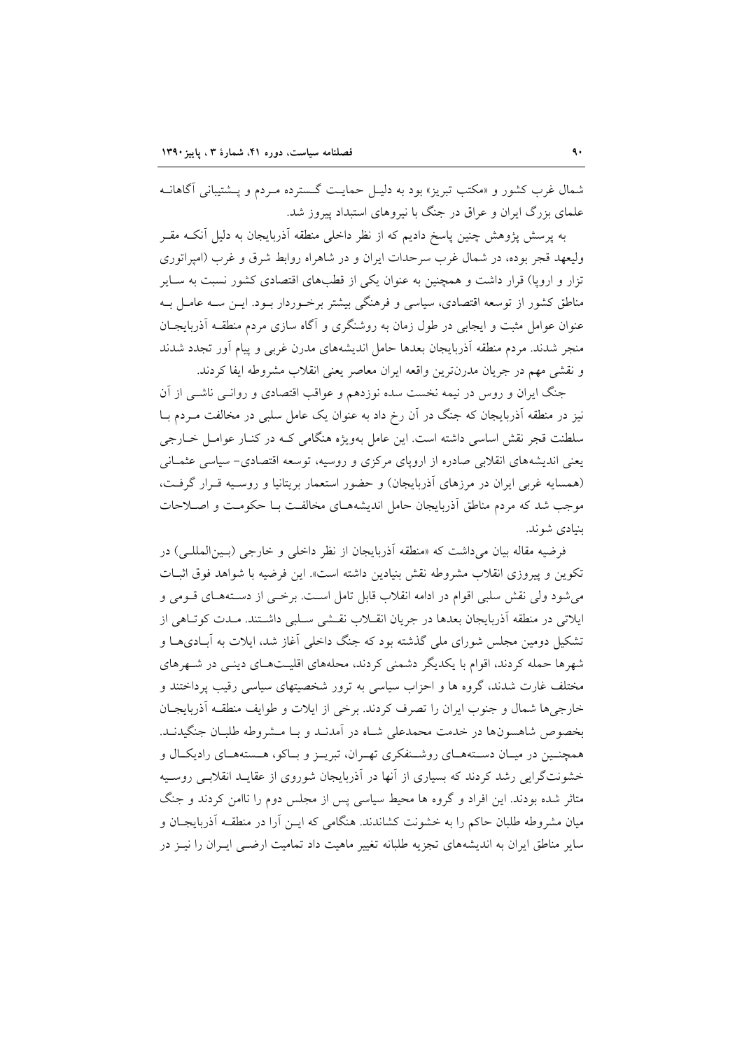شمال غرب کشور و «مکتب تبریز» بود به دلیل حمایت گسترده مردم و پشتیبانی آگاهانه علمای بزرگ ایران و عراق در جنگ با نیروهای استبداد پیروز شد.

به پرسش پژوهش چنین پاسخ دادیم که از نظر داخلی منطقه آذربایجان به دلیل آنکه مقر ولیعهد قجر بوده، در شمال غرب سرحدات ایران و در شاهراه روابط شرق و غرب (امپراتوری تزار و اروپا) قرار داشت و همچنین به عنوان یکی از قطب‌های اقتصادی کشور نسبت به سایر مناطق کشور از توسعه اقتصادی، سیاسی و فرهنگی بیشتر برخوردار بود. این سه عامل به عنوان عوامل مثبت و ایجابی در طول زمان به روشنگری و آگاه سازی مردم منطقه آذربایجان منجر شدند. مردم منطقه آذربایجان بعدها حامل اندیشه‌های مدرن غربی و پیام آور تجدد شدند و نقشی مهم در جریان مدرن‌ترین واقعه ایران معاصر یعنی انقلاب مشروطه ایفا کردند.

جنگ ایران و روس در نیمه نخست سده نوزدهم و عواقب اقتصادی و روانی ناشی از آن نیز در منطقه آذربایجان که جنگ در آن رخ داد به عنوان یک عامل سلبی در مخالفت مردم با سلطنت قجر نقش اساسی داشته است. این عامل به‌ویژه هنگامی که در کنار عوامل خارجی یعنی اندیشه‌های انقلابی صادره از اروپای مرکزی و روسیه، توسعه اقتصادی- سیاسی عثمانی (همسایه غربی ایران در مرزهای آذربایجان) و حضور استعمار بریتانیا و روسیه قرار گرفت، موجب شد که مردم مناطق آذربایجان حامل اندیشه‌های مخالفت با حکومت و اصلاحات بنیادی شوند.

فرضیه مقاله بیان می‌داشت که «منطقه آذربایجان از نظر داخلی و خارجی (بین‌المللی) در تکوین و پیروزی انقلاب مشروطه نقش بنیادین داشته است». این فرضیه با شواهد فوق اثبات می‌شود ولی نقش سلبی اقوام در ادامه انقلاب قابل تامل است. برخی از دسته‌های قومی و ایلاتی در منطقه آذربایجان بعدها در جریان انقلاب نقشی سلبی داشتند. مدت کوتاهی از تشکیل دومین مجلس شورای ملی گذشته بود که جنگ داخلی آغاز شد، ایلات به آبادی‌ها و شهرها حمله کردند، اقوام با یکدیگر دشمنی کردند، محله‌های اقلیت‌های دینی در شهرهای مختلف غارت شدند، گروه ها و احزاب سیاسی به ترور شخصیتهای سیاسی رقیب پرداختند و خارجی‌ها شمال و جنوب ایران را تصرف کردند. برخی از ایلات و طوایف منطقه آذربایجان بخصوص شاهسون‌ها در خدمت محمدعلی شاه در آمدند و با مشروطه طلبان جنگیدند. همچنین در میان دسته‌های روشنفکری تهران، تبریز و باکو، هسته‌های رادیکال و خشونت‌گرایی رشد کردند که بسیاری از آنها در آذربایجان شوروی از عقاید انقلابی روسیه متاثر شده بودند. این افراد و گروه ها محیط سیاسی پس از مجلس دوم را ناامن کردند و جنگ میان مشروطه طلبان حاکم را به خشونت کشاندند. هنگامی که این آرا در منطقه آذربایجان و سایر مناطق ایران به اندیشه‌های تجزیه طلبانه تغییر ماهیت داد تمامیت ارضی ایران را نیز در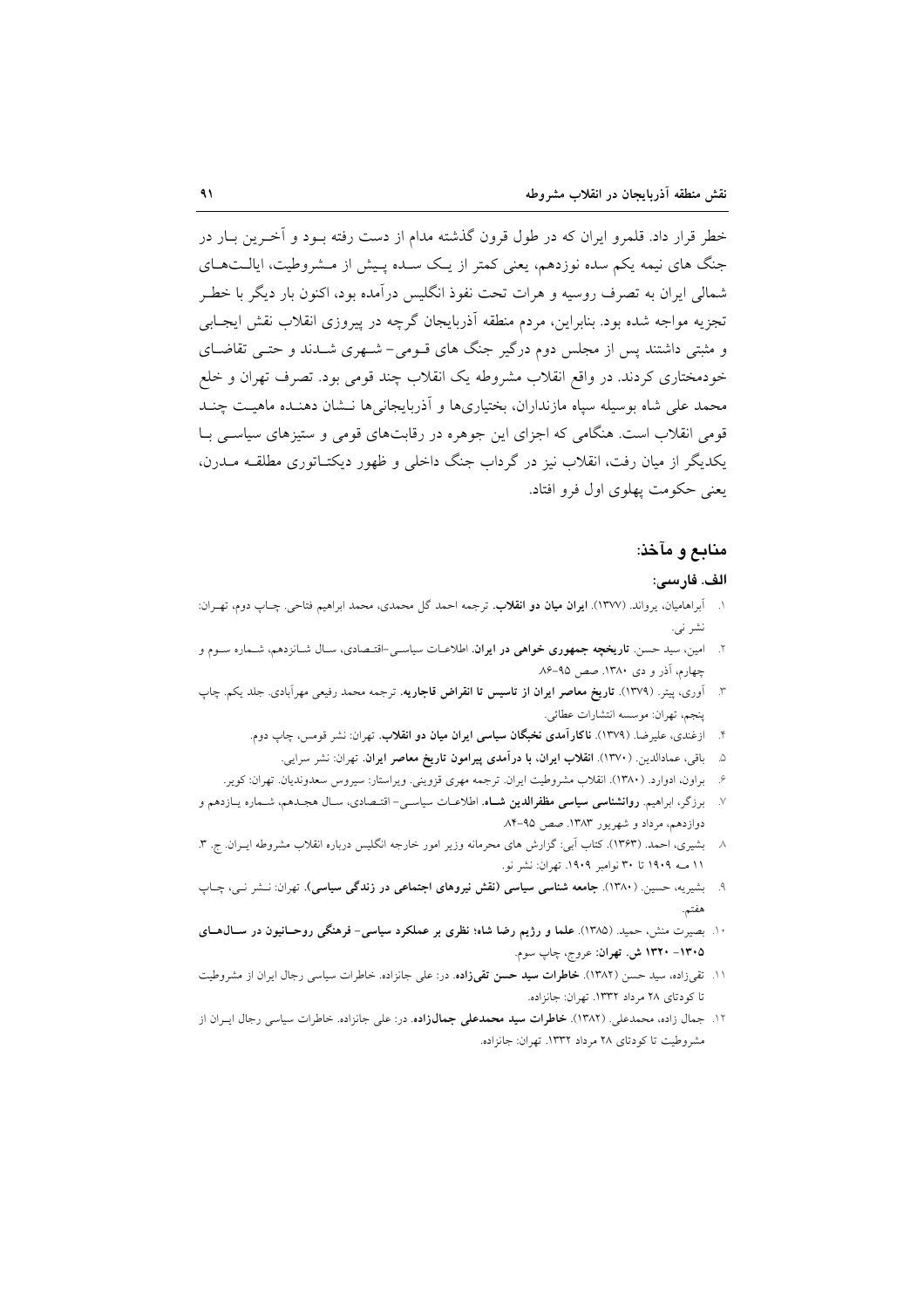خطر قرار داد. قلمرو ایران که در طول قرون گذشته مدام از دست رفته بود و آخرین بار در جنگ های نیمه یکم سده نوزدهم، یعنی کمتر از یک سده پیش از مشروطیت، ایالت‌های شمالی ایران به تصرف روسیه و هرات تحت نفوذ انگلیس درآمده بود، اکنون بار دیگر با خطر تجزیه مواجه شده بود. بنابراین، مردم منطقه آذربایجان گرچه در پیروزی انقلاب نقش ایجابی و مثبتی داشتند پس از مجلس دوم درگیر جنگ های قومی- شهری شدند و حتی تقاضای خودمختاری کردند. در واقع انقلاب مشروطه یک انقلاب چند قومی بود. تصرف تهران و خلع محمد علی شاه بوسیله سپاه مازندارن، بختیاری‌ها و آذربایجانی‌ها نشان دهنده ماهیت چند قومی انقلاب است. هنگامی که اجزای این جوهره در رقابت‌های قومی و ستیزهای سیاسی با یکدیگر از میان رفت، انقلاب نیز در گرداب جنگ داخلی و ظهور دیکتاتوری مطلقه مدرن، یعنی حکومت پهلوی اول فرو افتاد.

## منابع و مآخذ:

### الف. فارسی:

۱. آبراهامیان، یرواند. (۱۳۷۷). **ایران میان دو انقلاب**. ترجمه احمد گل محمدی، محمد ابراهیم فتاحی. چاپ دوم، تهران: نشر نی.

۲. امین، سید حسن. **تاریخچه جمهوری خواهی در ایران**. اطلاعات سیاسی-اقتصادی، سال شانزدهم، شماره سوم و چهارم، آذر و دی ۱۳۸۰. صص ۹۵-۸۶

۳. آوری، پیتر. (۱۳۷۹). **تاریخ معاصر ایران از تاسیس تا انقراض قاجاریه**. ترجمه محمد رفیعی مهرآبادی. جلد یکم. چاپ پنجم، تهران: موسسه انتشارات عطائی.

۴. ازغندی، علیرضا. (۱۳۷۹). **ناکارآمدی نخبگان سیاسی ایران میان دو انقلاب**. تهران: نشر قومس، چاپ دوم.

۵. باقی، عمادالدین. (۱۳۷۰). **انقلاب ایران، با درآمدی پیرامون تاریخ معاصر ایران**. تهران: نشر سرایی.

۶. براون، ادوارد. (۱۳۸۰). انقلاب مشروطیت ایران. ترجمه مهری قزوینی. ویراستار: سیروس سعدوندیان. تهران: کویر.

۷. برزگر، ابراهیم. **روانشناسی سیاسی مظفرالدین شاه**. اطلاعات سیاسی- اقتصادی، سال هجدهم، شماره یازدهم و دوازدهم، مرداد و شهریور ۱۳۸۳. صص ۹۵-۸۴.

۸. بشیری، احمد. (۱۳۶۳). کتاب آبی: گزارش های محرمانه وزیر امور خارجه انگلیس درباره انقلاب مشروطه ایران. ج. ۳. ۱۱ مه ۱۹۰۹ تا ۳۰ نوامبر ۱۹۰۹. تهران: نشر نو.

۹. بشیریه، حسین. (۱۳۸۰). **جامعه شناسی سیاسی (نقش نیروهای اجتماعی در زندگی سیاسی)**. تهران: نشر نی، چاپ هفتم.

۱۰. بصیرت منش، حمید. (۱۳۸۵). **علما و رژیم رضا شاه؛ نظری بر عملکرد سیاسی- فرهنگی روحانیون در سال‌های ۱۳۰۵- ۱۳۲۰ ش. تهران**: عروج، چاپ سوم.

۱۱. تقی‌زاده، سید حسن (۱۳۸۲). **خاطرات سید حسن تقی‌زاده**. در: علی جانزاده. خاطرات سیاسی رجال ایران از مشروطیت تا کودتای ۲۸ مرداد ۱۳۳۲. تهران: جانزاده.

۱۲. جمال زاده، محمدعلی. (۱۳۸۲). **خاطرات سید محمدعلی جمال‌زاده**. در: علی جانزاده. خاطرات سیاسی رجال ایران از مشروطیت تا کودتای ۲۸ مرداد ۱۳۳۲. تهران: جانزاده.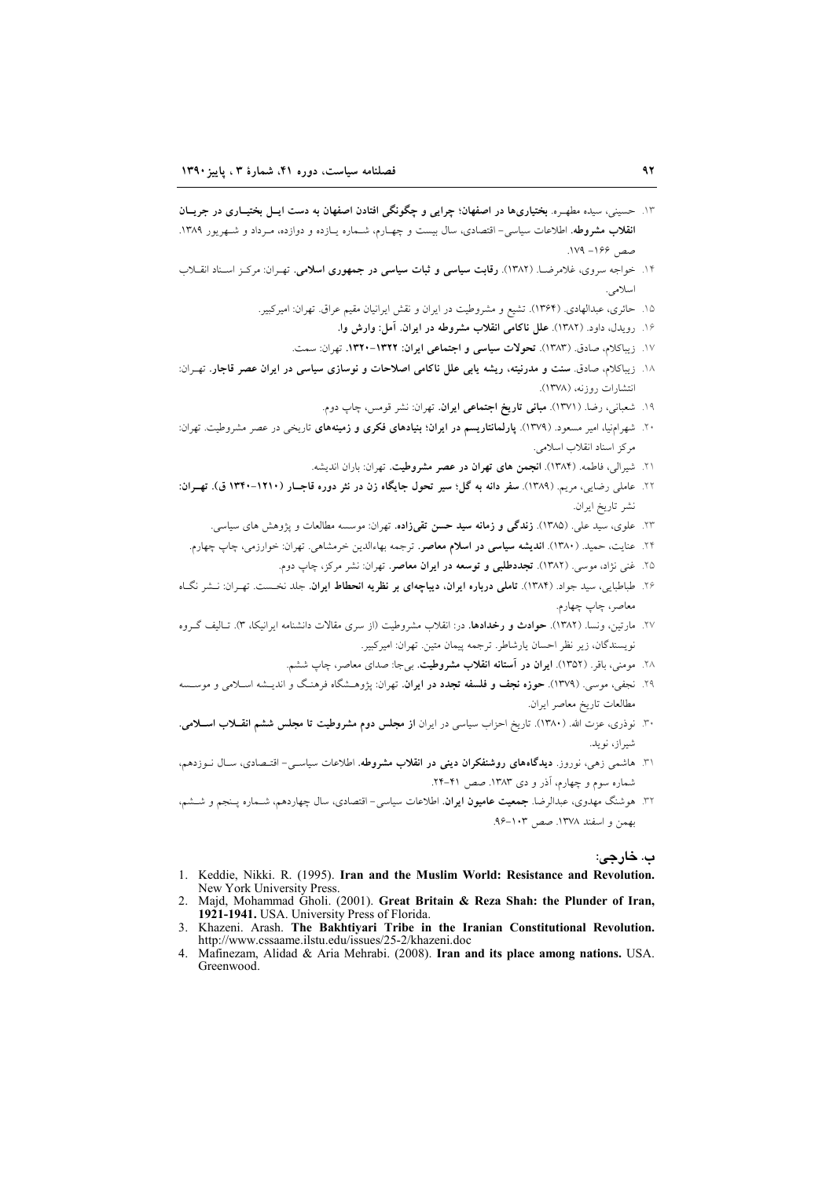۱۳. حسینی، سیده مطهره. **بختیاری‌ها در اصفهان؛ چرایی و چگونگی افتادن اصفهان به دست ایل بختیاری در جریان انقلاب مشروطه**. اطلاعات سیاسی- اقتصادی، سال بیست و چهارم، شماره یازده و دوازده، مرداد و شهریور ۱۳۸۹. صص ۱۶۶- ۱۷۹.

۱۴. خواجه سروی، غلامرضا. (۱۳۸۲). **رقابت سیاسی و ثبات سیاسی در جمهوری اسلامی**. تهران: مرکز اسناد انقلاب اسلامی.

۱۵. حائری، عبدالهادی. (۱۳۶۴). تشیع و مشروطیت در ایران و نقش ایرانیان مقیم عراق. تهران: امیرکبیر.

۱۶. رویدل، داود. (۱۳۸۲). **علل ناکامی انقلاب مشروطه در ایران**. آمل: وارش وا.

۱۷. زیباکلام، صادق. (۱۳۸۳). **تحولات سیاسی و اجتماعی ایران: ۱۳۲۲-۱۳۲۰**. تهران: سمت.

۱۸. زیباکلام، صادق. **سنت و مدرنیته، ریشه یابی علل ناکامی اصلاحات و نوسازی سیاسی در ایران عصر قاجار**. تهران: انتشارات روزنه، (۱۳۷۸).

۱۹. شعبانی، رضا. (۱۳۷۱). **مبانی تاریخ اجتماعی ایران**. تهران: نشر قومس، چاپ دوم.

۲۰. شهرامنیا، امیر مسعود. (۱۳۷۹). **پارلمانتاریسم در ایران؛ بنیادهای فکری و زمینه‌های** تاریخی در عصر مشروطیت. تهران: مرکز اسناد انقلاب اسلامی.

۲۱. شیرالی، فاطمه. (۱۳۸۴). **انجمن های تهران در عصر مشروطیت**. تهران: باران اندیشه.

۲۲. عاملی رضایی، مریم. (۱۳۸۹). **سفر دانه به گل؛ سیر تحول جایگاه زن در نثر دوره قاجار (۱۲۱۰-۱۳۴۰ ق). تهران:** نشر تاریخ ایران.

۲۳. علوی، سید علی. (۱۳۸۵). **زندگی و زمانه سید حسن تقی‌زاده**. تهران: موسسه مطالعات و پژوهش های سیاسی.

۲۴. عنایت، حمید. (۱۳۸۰). **اندیشه سیاسی در اسلام معاصر**. ترجمه بهاءالدین خرمشاهی. تهران: خوارزمی، چاپ چهارم.

۲۵. غنی نژاد، موسی. (۱۳۸۲). **تجددطلبی و توسعه در ایران معاصر**. تهران: نشر مرکز، چاپ دوم.

۲۶. طباطبایی، سید جواد. (۱۳۸۴). **تاملی درباره ایران، دیباچه‌ای بر نظریه انحطاط ایران**. جلد نخست. تهران: نشر نگاه معاصر، چاپ چهارم.

۲۷. مارتین، ونسا. (۱۳۸۲). **حوادث و رخدادها**. در: انقلاب مشروطیت (از سری مقالات دانشنامه ایرانیکا، ۳). تالیف گروه نویسندگان، زیر نظر احسان یارشاطر. ترجمه پیمان متین. تهران: امیرکبیر.

۲۸. مومنی، باقر. (۱۳۵۲). **ایران در آستانه انقلاب مشروطیت**. بی‌جا: صدای معاصر، چاپ ششم.

۲۹. نجفی، موسی. (۱۳۷۹). **حوزه نجف و فلسفه تجدد در ایران**. تهران: پژوهشگاه فرهنگ و اندیشه اسلامی و موسسه مطالعات تاریخ معاصر ایران.

۳۰. نوذری، عزت الله. (۱۳۸۰). تاریخ احزاب سیاسی در ایران **از مجلس دوم مشروطیت تا مجلس ششم انقلاب اسلامی**. شیراز، نوید.

۳۱. هاشمی زهی، نوروز. **دیدگاه‌های روشنفکران دینی در انقلاب مشروطه**. اطلاعات سیاسی- اقتصادی، سال نوزدهم، شماره سوم و چهارم، آذر و دی ۱۳۸۳. صص ۴۱-۲۴.

۳۲. هوشنگ مهدوی، عبدالرضا. **جمعیت عامیون ایران**. اطلاعات سیاسی- اقتصادی، سال چهاردهم، شماره پنجم و ششم، بهمن و اسفند ۱۳۷۸. صص ۱۰۳-۹۶.

### ب. خارجی:

1. Keddie, Nikki. R. (1995). **Iran and the Muslim World: Resistance and Revolution.** New York University Press.
2. Majd, Mohammad Gholi. (2001). **Great Britain & Reza Shah: the Plunder of Iran, 1921-1941.** USA. University Press of Florida.
3. Khazeni. Arash. **The Bakhtiyari Tribe in the Iranian Constitutional Revolution.** http://www.cssaame.ilstu.edu/issues/25-2/khazeni.doc
4. Mafinezam, Alidad & Aria Mehrabi. (2008). **Iran and its place among nations.** USA. Greenwood.